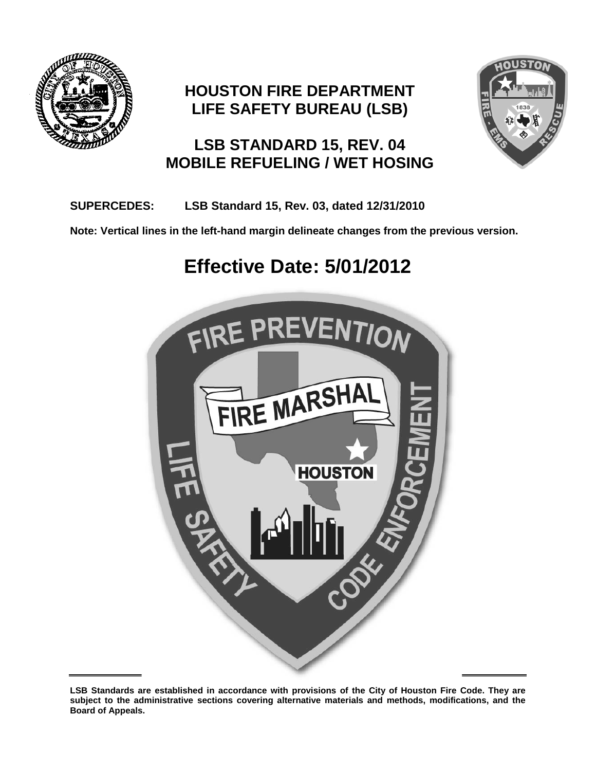# HOUSTON FIRE DEPARTMENT
# LIFE SAFETY BUREAU (LSB)

## LSB STANDARD 15, REV. 04
## MOBILE REFUELING / WET HOSING

**SUPERCEDES: LSB Standard 15, Rev. 03, dated 12/31/2010**

**Note: Vertical lines in the left-hand margin delineate changes from the previous version.**

# Effective Date: 5/01/2012

**LSB Standards are established in accordance with provisions of the City of Houston Fire Code. They are subject to the administrative sections covering alternative materials and methods, modifications, and the Board of Appeals.**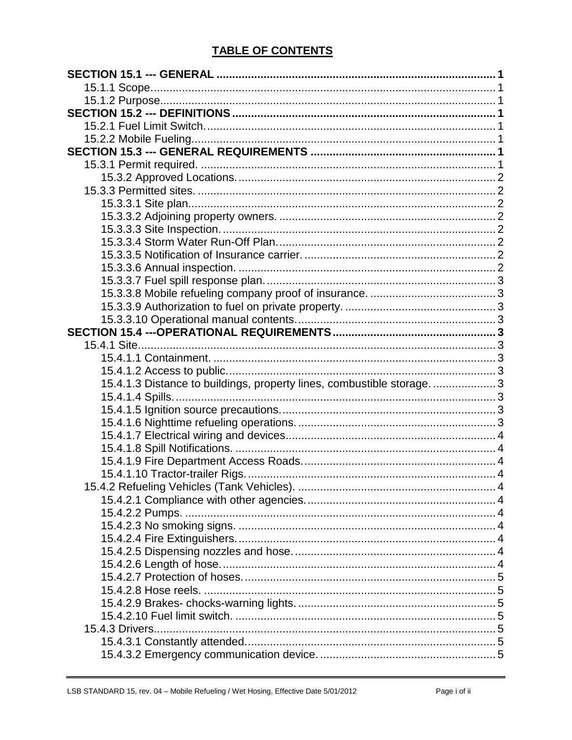# TABLE OF CONTENTS

| | |
|---|---|
| **SECTION 15.1 --- GENERAL** | **1** |
| 15.1.1 Scope | 1 |
| 15.1.2 Purpose | 1 |
| **SECTION 15.2 --- DEFINITIONS** | **1** |
| 15.2.1 Fuel Limit Switch | 1 |
| 15.2.2 Mobile Fueling | 1 |
| **SECTION 15.3 --- GENERAL REQUIREMENTS** | **1** |
| 15.3.1 Permit required. | 1 |
| 15.3.2 Approved Locations. | 2 |
| 15.3.3 Permitted sites. | 2 |
| 15.3.3.1 Site plan | 2 |
| 15.3.3.2 Adjoining property owners. | 2 |
| 15.3.3.3 Site Inspection. | 2 |
| 15.3.3.4 Storm Water Run-Off Plan. | 2 |
| 15.3.3.5 Notification of Insurance carrier. | 2 |
| 15.3.3.6 Annual inspection. | 2 |
| 15.3.3.7 Fuel spill response plan. | 3 |
| 15.3.3.8 Mobile refueling company proof of insurance. | 3 |
| 15.3.3.9 Authorization to fuel on private property. | 3 |
| 15.3.3.10 Operational manual contents. | 3 |
| **SECTION 15.4 ---OPERATIONAL REQUIREMENTS** | **3** |
| 15.4.1 Site | 3 |
| 15.4.1.1 Containment. | 3 |
| 15.4.1.2 Access to public. | 3 |
| 15.4.1.3 Distance to buildings, property lines, combustible storage. | 3 |
| 15.4.1.4 Spills. | 3 |
| 15.4.1.5 Ignition source precautions. | 3 |
| 15.4.1.6 Nighttime refueling operations. | 3 |
| 15.4.1.7 Electrical wiring and devices | 4 |
| 15.4.1.8 Spill Notifications. | 4 |
| 15.4.1.9 Fire Department Access Roads. | 4 |
| 15.4.1.10 Tractor-trailer Rigs. | 4 |
| 15.4.2 Refueling Vehicles (Tank Vehicles). | 4 |
| 15.4.2.1 Compliance with other agencies. | 4 |
| 15.4.2.2 Pumps. | 4 |
| 15.4.2.3 No smoking signs. | 4 |
| 15.4.2.4 Fire Extinguishers. | 4 |
| 15.4.2.5 Dispensing nozzles and hose. | 4 |
| 15.4.2.6 Length of hose. | 4 |
| 15.4.2.7 Protection of hoses. | 5 |
| 15.4.2.8 Hose reels. | 5 |
| 15.4.2.9 Brakes- chocks-warning lights. | 5 |
| 15.4.2.10 Fuel limit switch. | 5 |
| 15.4.3 Drivers | 5 |
| 15.4.3.1 Constantly attended | 5 |
| 15.4.3.2 Emergency communication device. | 5 |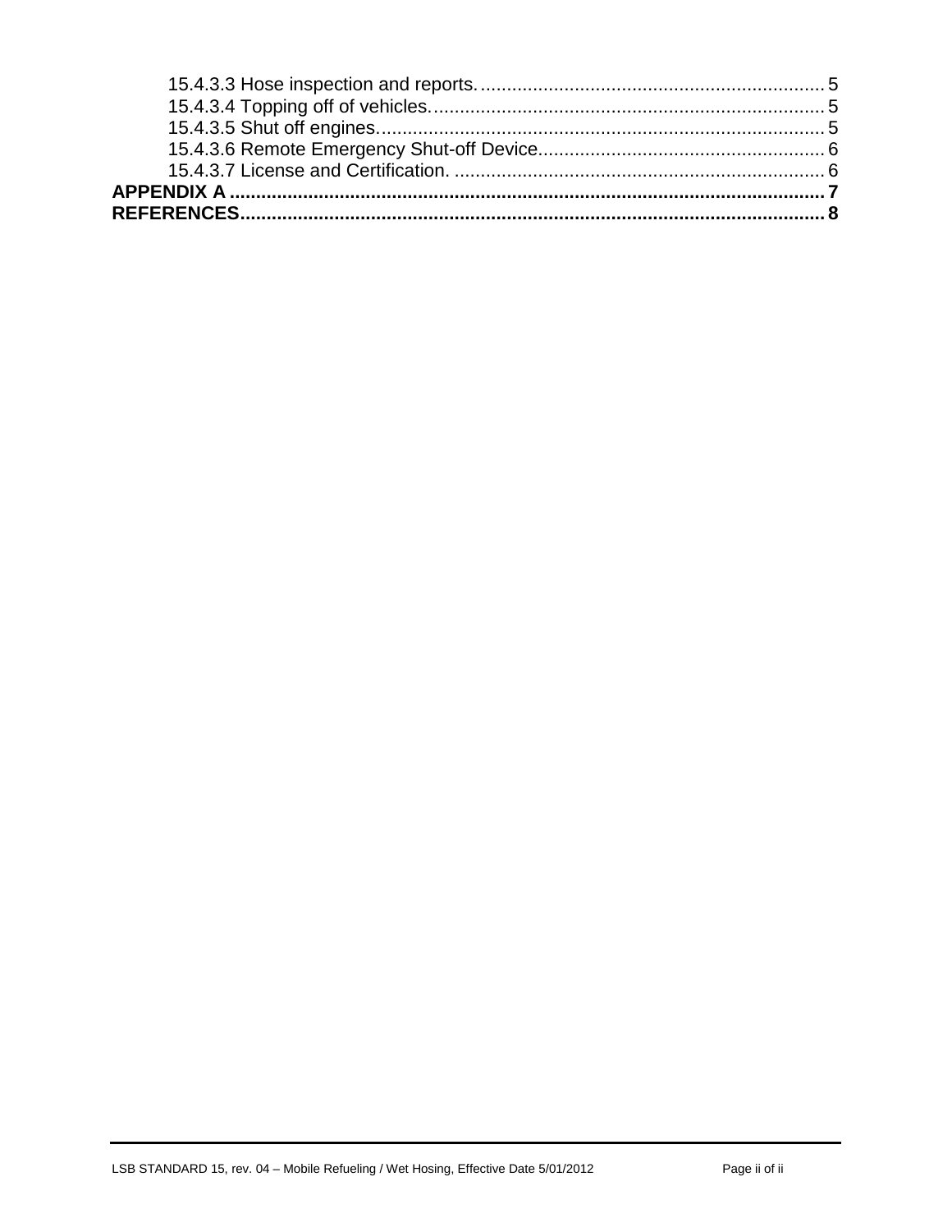15.4.3.3 Hose inspection and reports. .................................................................. 5
15.4.3.4 Topping off of vehicles. .......................................................................... 5
15.4.3.5 Shut off engines. .................................................................................... 5
15.4.3.6 Remote Emergency Shut-off Device. ..................................................... 6
15.4.3.7 License and Certification. ...................................................................... 6

**APPENDIX A ................................................................................................................ 7**

**REFERENCES.............................................................................................................. 8**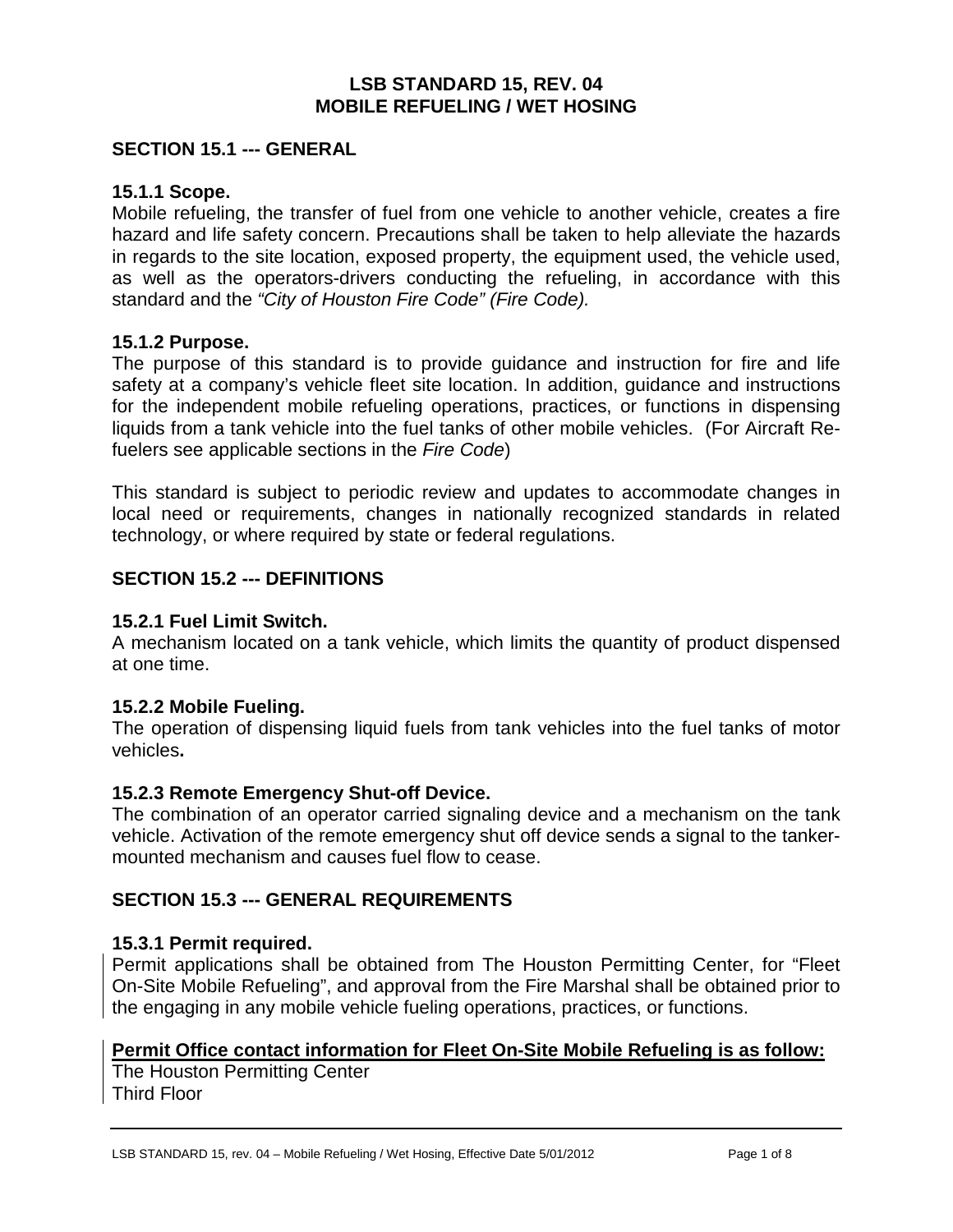# LSB STANDARD 15, REV. 04
# MOBILE REFUELING / WET HOSING

## SECTION 15.1 --- GENERAL

### 15.1.1 Scope.

Mobile refueling, the transfer of fuel from one vehicle to another vehicle, creates a fire hazard and life safety concern. Precautions shall be taken to help alleviate the hazards in regards to the site location, exposed property, the equipment used, the vehicle used, as well as the operators-drivers conducting the refueling, in accordance with this standard and the *"City of Houston Fire Code" (Fire Code).*

### 15.1.2 Purpose.

The purpose of this standard is to provide guidance and instruction for fire and life safety at a company's vehicle fleet site location. In addition, guidance and instructions for the independent mobile refueling operations, practices, or functions in dispensing liquids from a tank vehicle into the fuel tanks of other mobile vehicles. (For Aircraft Re-fuelers see applicable sections in the *Fire Code*)

This standard is subject to periodic review and updates to accommodate changes in local need or requirements, changes in nationally recognized standards in related technology, or where required by state or federal regulations.

## SECTION 15.2 --- DEFINITIONS

### 15.2.1 Fuel Limit Switch.

A mechanism located on a tank vehicle, which limits the quantity of product dispensed at one time.

### 15.2.2 Mobile Fueling.

The operation of dispensing liquid fuels from tank vehicles into the fuel tanks of motor vehicles**.**

### 15.2.3 Remote Emergency Shut-off Device.

The combination of an operator carried signaling device and a mechanism on the tank vehicle. Activation of the remote emergency shut off device sends a signal to the tanker-mounted mechanism and causes fuel flow to cease.

## SECTION 15.3 --- GENERAL REQUIREMENTS

### 15.3.1 Permit required.

Permit applications shall be obtained from The Houston Permitting Center, for "Fleet On-Site Mobile Refueling", and approval from the Fire Marshal shall be obtained prior to the engaging in any mobile vehicle fueling operations, practices, or functions.

**Permit Office contact information for Fleet On-Site Mobile Refueling is as follow:**

The Houston Permitting Center
Third Floor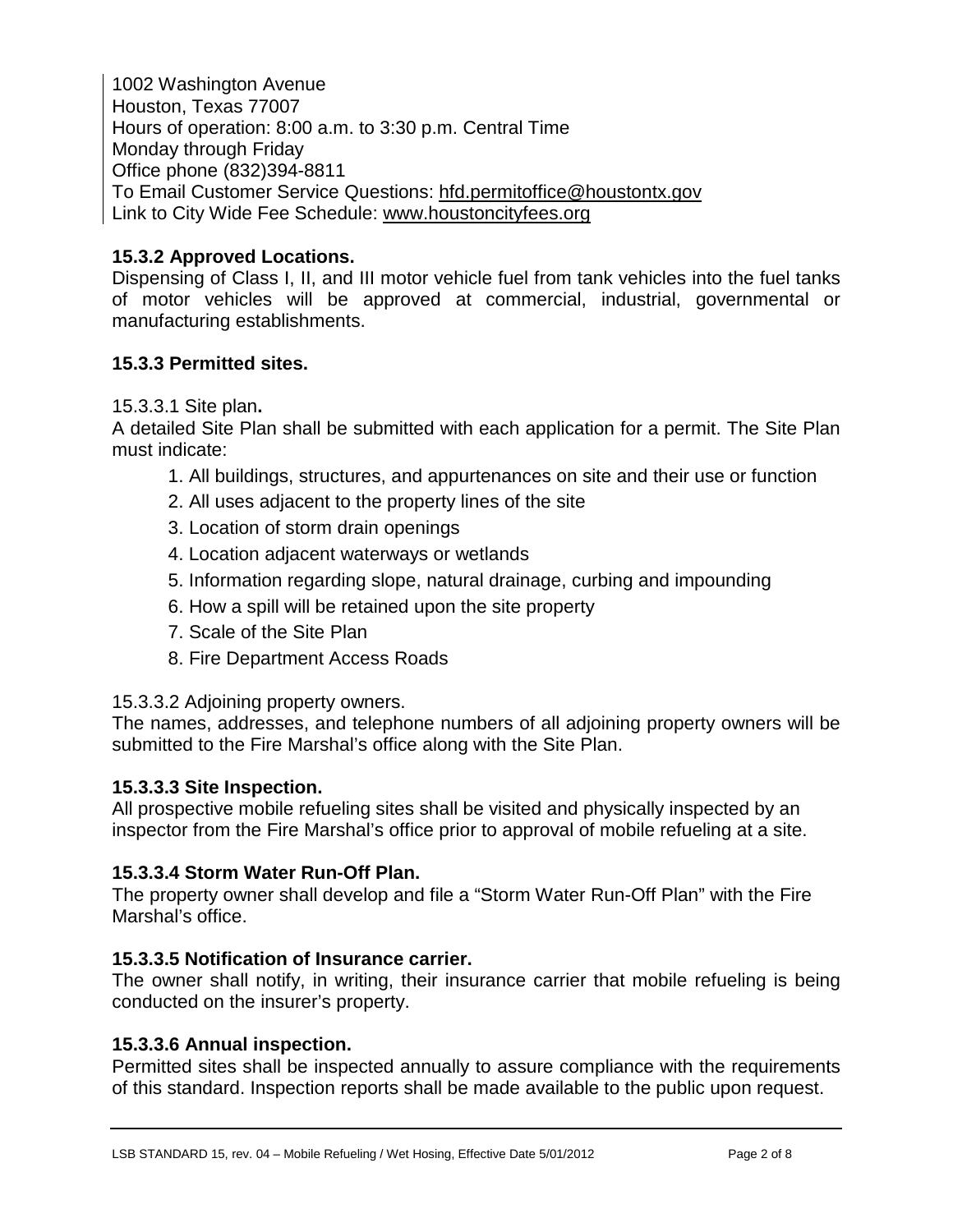1002 Washington Avenue
Houston, Texas 77007
Hours of operation: 8:00 a.m. to 3:30 p.m. Central Time
Monday through Friday
Office phone (832)394-8811
To Email Customer Service Questions: hfd.permitoffice@houstontx.gov
Link to City Wide Fee Schedule: www.houstoncityfees.org

### 15.3.2 Approved Locations.

Dispensing of Class I, II, and III motor vehicle fuel from tank vehicles into the fuel tanks of motor vehicles will be approved at commercial, industrial, governmental or manufacturing establishments.

### 15.3.3 Permitted sites.

15.3.3.1 Site plan**.**

A detailed Site Plan shall be submitted with each application for a permit. The Site Plan must indicate:

1. All buildings, structures, and appurtenances on site and their use or function
2. All uses adjacent to the property lines of the site
3. Location of storm drain openings
4. Location adjacent waterways or wetlands
5. Information regarding slope, natural drainage, curbing and impounding
6. How a spill will be retained upon the site property
7. Scale of the Site Plan
8. Fire Department Access Roads

15.3.3.2 Adjoining property owners.

The names, addresses, and telephone numbers of all adjoining property owners will be submitted to the Fire Marshal's office along with the Site Plan.

#### 15.3.3.3 Site Inspection.

All prospective mobile refueling sites shall be visited and physically inspected by an inspector from the Fire Marshal's office prior to approval of mobile refueling at a site.

#### 15.3.3.4 Storm Water Run-Off Plan.

The property owner shall develop and file a "Storm Water Run-Off Plan" with the Fire Marshal's office.

#### 15.3.3.5 Notification of Insurance carrier.

The owner shall notify, in writing, their insurance carrier that mobile refueling is being conducted on the insurer's property.

#### 15.3.3.6 Annual inspection.

Permitted sites shall be inspected annually to assure compliance with the requirements of this standard. Inspection reports shall be made available to the public upon request.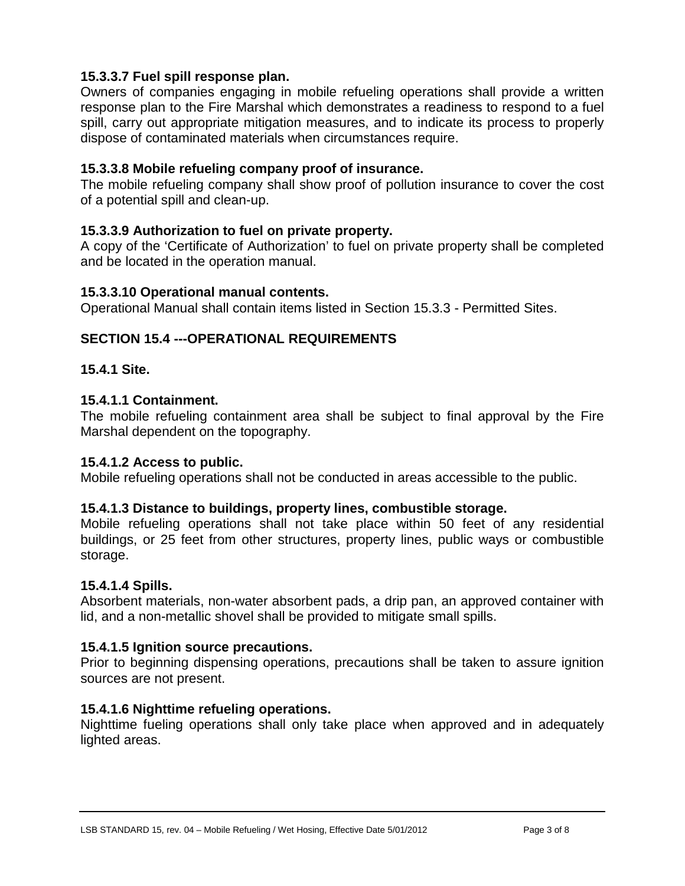**15.3.3.7 Fuel spill response plan.**

Owners of companies engaging in mobile refueling operations shall provide a written response plan to the Fire Marshal which demonstrates a readiness to respond to a fuel spill, carry out appropriate mitigation measures, and to indicate its process to properly dispose of contaminated materials when circumstances require.

**15.3.3.8 Mobile refueling company proof of insurance.**

The mobile refueling company shall show proof of pollution insurance to cover the cost of a potential spill and clean-up.

**15.3.3.9 Authorization to fuel on private property.**

A copy of the 'Certificate of Authorization' to fuel on private property shall be completed and be located in the operation manual.

**15.3.3.10 Operational manual contents.**

Operational Manual shall contain items listed in Section 15.3.3 - Permitted Sites.

## SECTION 15.4 ---OPERATIONAL REQUIREMENTS

### 15.4.1 Site.

**15.4.1.1 Containment.**

The mobile refueling containment area shall be subject to final approval by the Fire Marshal dependent on the topography.

**15.4.1.2 Access to public.**

Mobile refueling operations shall not be conducted in areas accessible to the public.

**15.4.1.3 Distance to buildings, property lines, combustible storage.**

Mobile refueling operations shall not take place within 50 feet of any residential buildings, or 25 feet from other structures, property lines, public ways or combustible storage.

**15.4.1.4 Spills.**

Absorbent materials, non-water absorbent pads, a drip pan, an approved container with lid, and a non-metallic shovel shall be provided to mitigate small spills.

**15.4.1.5 Ignition source precautions.**

Prior to beginning dispensing operations, precautions shall be taken to assure ignition sources are not present.

**15.4.1.6 Nighttime refueling operations.**

Nighttime fueling operations shall only take place when approved and in adequately lighted areas.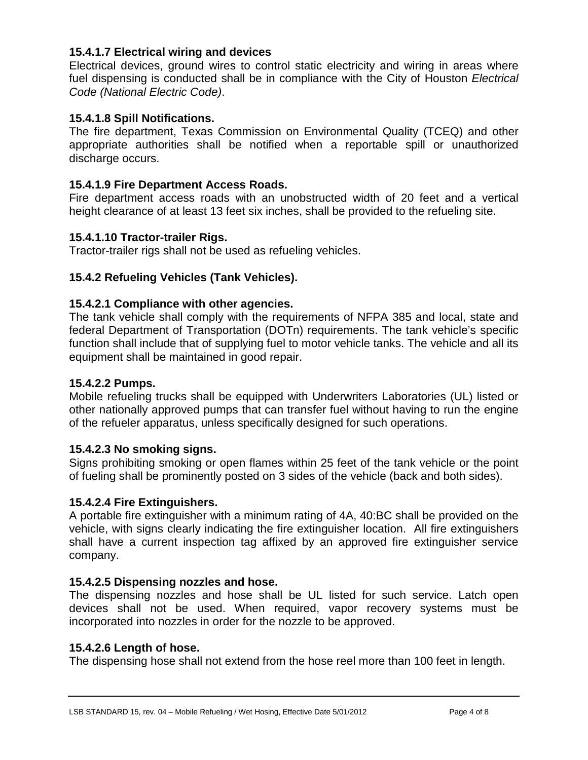**15.4.1.7 Electrical wiring and devices**

Electrical devices, ground wires to control static electricity and wiring in areas where fuel dispensing is conducted shall be in compliance with the City of Houston *Electrical Code (National Electric Code)*.

**15.4.1.8 Spill Notifications.**

The fire department, Texas Commission on Environmental Quality (TCEQ) and other appropriate authorities shall be notified when a reportable spill or unauthorized discharge occurs.

**15.4.1.9 Fire Department Access Roads.**

Fire department access roads with an unobstructed width of 20 feet and a vertical height clearance of at least 13 feet six inches, shall be provided to the refueling site.

**15.4.1.10 Tractor-trailer Rigs.**

Tractor-trailer rigs shall not be used as refueling vehicles.

**15.4.2 Refueling Vehicles (Tank Vehicles).**

**15.4.2.1 Compliance with other agencies.**

The tank vehicle shall comply with the requirements of NFPA 385 and local, state and federal Department of Transportation (DOTn) requirements. The tank vehicle's specific function shall include that of supplying fuel to motor vehicle tanks. The vehicle and all its equipment shall be maintained in good repair.

**15.4.2.2 Pumps.**

Mobile refueling trucks shall be equipped with Underwriters Laboratories (UL) listed or other nationally approved pumps that can transfer fuel without having to run the engine of the refueler apparatus, unless specifically designed for such operations.

**15.4.2.3 No smoking signs.**

Signs prohibiting smoking or open flames within 25 feet of the tank vehicle or the point of fueling shall be prominently posted on 3 sides of the vehicle (back and both sides).

**15.4.2.4 Fire Extinguishers.**

A portable fire extinguisher with a minimum rating of 4A, 40:BC shall be provided on the vehicle, with signs clearly indicating the fire extinguisher location. All fire extinguishers shall have a current inspection tag affixed by an approved fire extinguisher service company.

**15.4.2.5 Dispensing nozzles and hose.**

The dispensing nozzles and hose shall be UL listed for such service. Latch open devices shall not be used. When required, vapor recovery systems must be incorporated into nozzles in order for the nozzle to be approved.

**15.4.2.6 Length of hose.**

The dispensing hose shall not extend from the hose reel more than 100 feet in length.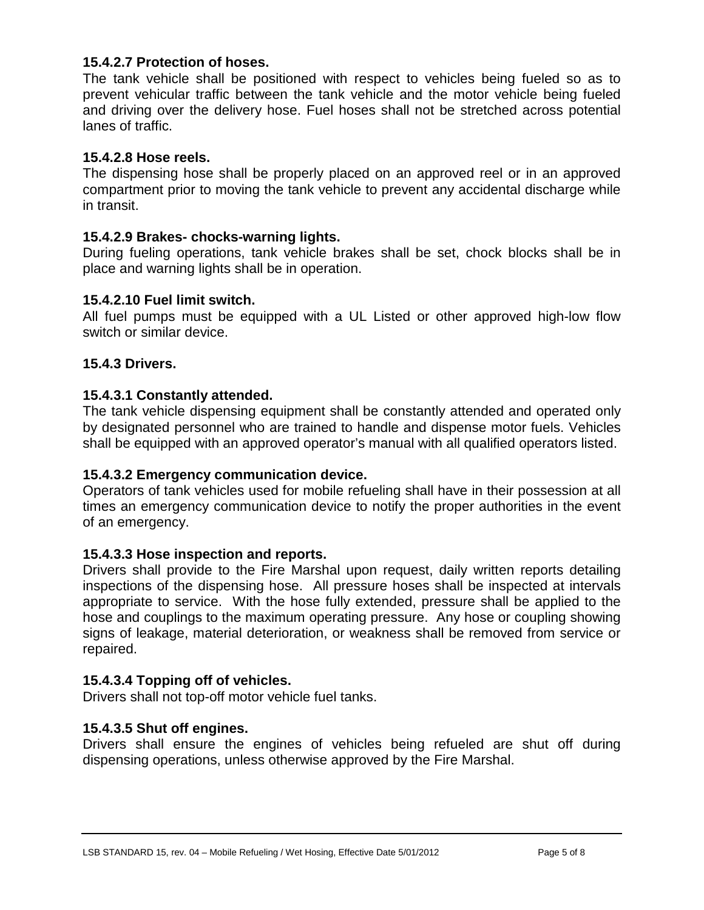### 15.4.2.7 Protection of hoses.

The tank vehicle shall be positioned with respect to vehicles being fueled so as to prevent vehicular traffic between the tank vehicle and the motor vehicle being fueled and driving over the delivery hose. Fuel hoses shall not be stretched across potential lanes of traffic.

### 15.4.2.8 Hose reels.

The dispensing hose shall be properly placed on an approved reel or in an approved compartment prior to moving the tank vehicle to prevent any accidental discharge while in transit.

### 15.4.2.9 Brakes- chocks-warning lights.

During fueling operations, tank vehicle brakes shall be set, chock blocks shall be in place and warning lights shall be in operation.

### 15.4.2.10 Fuel limit switch.

All fuel pumps must be equipped with a UL Listed or other approved high-low flow switch or similar device.

## 15.4.3 Drivers.

### 15.4.3.1 Constantly attended.

The tank vehicle dispensing equipment shall be constantly attended and operated only by designated personnel who are trained to handle and dispense motor fuels. Vehicles shall be equipped with an approved operator's manual with all qualified operators listed.

### 15.4.3.2 Emergency communication device.

Operators of tank vehicles used for mobile refueling shall have in their possession at all times an emergency communication device to notify the proper authorities in the event of an emergency.

### 15.4.3.3 Hose inspection and reports.

Drivers shall provide to the Fire Marshal upon request, daily written reports detailing inspections of the dispensing hose. All pressure hoses shall be inspected at intervals appropriate to service. With the hose fully extended, pressure shall be applied to the hose and couplings to the maximum operating pressure. Any hose or coupling showing signs of leakage, material deterioration, or weakness shall be removed from service or repaired.

### 15.4.3.4 Topping off of vehicles.

Drivers shall not top-off motor vehicle fuel tanks.

### 15.4.3.5 Shut off engines.

Drivers shall ensure the engines of vehicles being refueled are shut off during dispensing operations, unless otherwise approved by the Fire Marshal.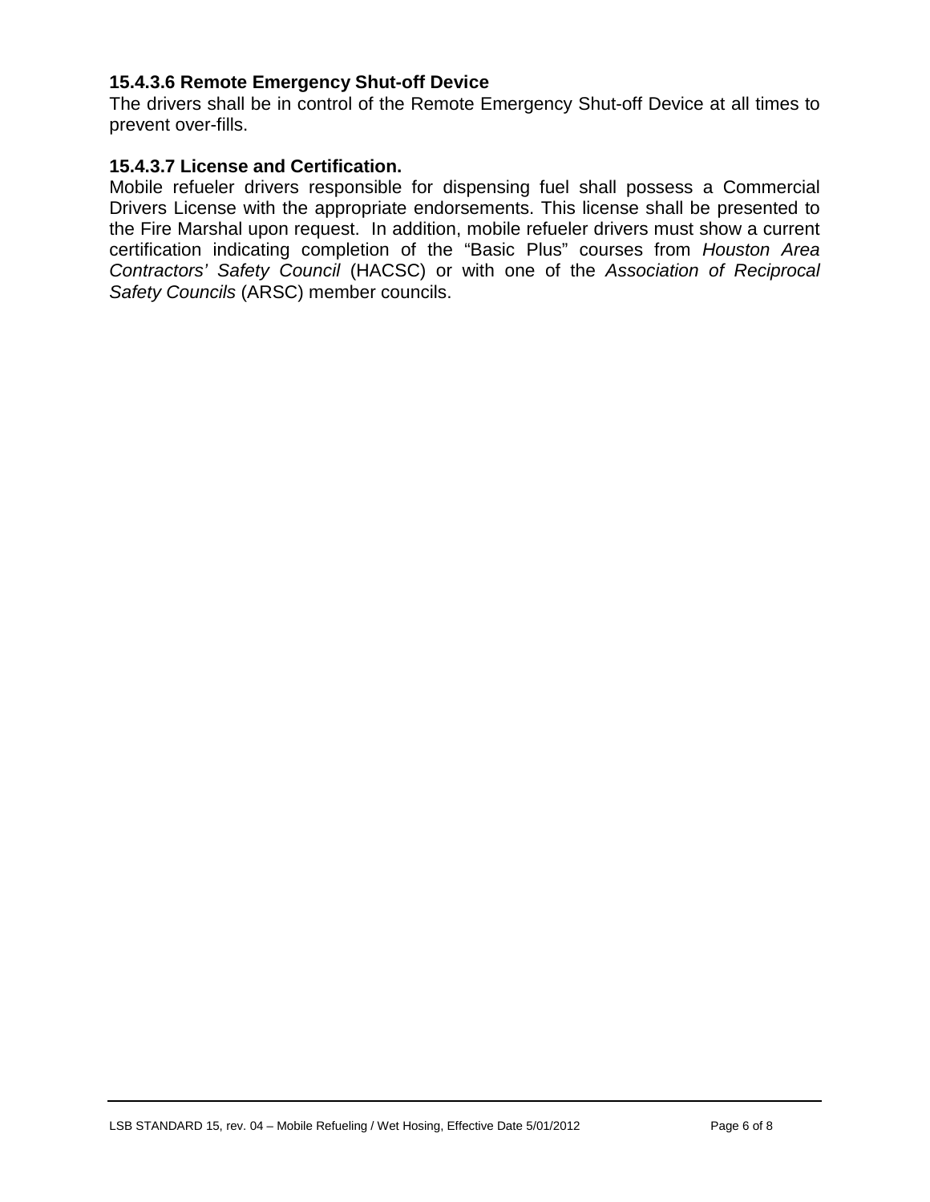#### 15.4.3.6 Remote Emergency Shut-off Device

The drivers shall be in control of the Remote Emergency Shut-off Device at all times to prevent over-fills.

#### 15.4.3.7 License and Certification.

Mobile refueler drivers responsible for dispensing fuel shall possess a Commercial Drivers License with the appropriate endorsements. This license shall be presented to the Fire Marshal upon request. In addition, mobile refueler drivers must show a current certification indicating completion of the "Basic Plus" courses from *Houston Area Contractors' Safety Council* (HACSC) or with one of the *Association of Reciprocal Safety Councils* (ARSC) member councils.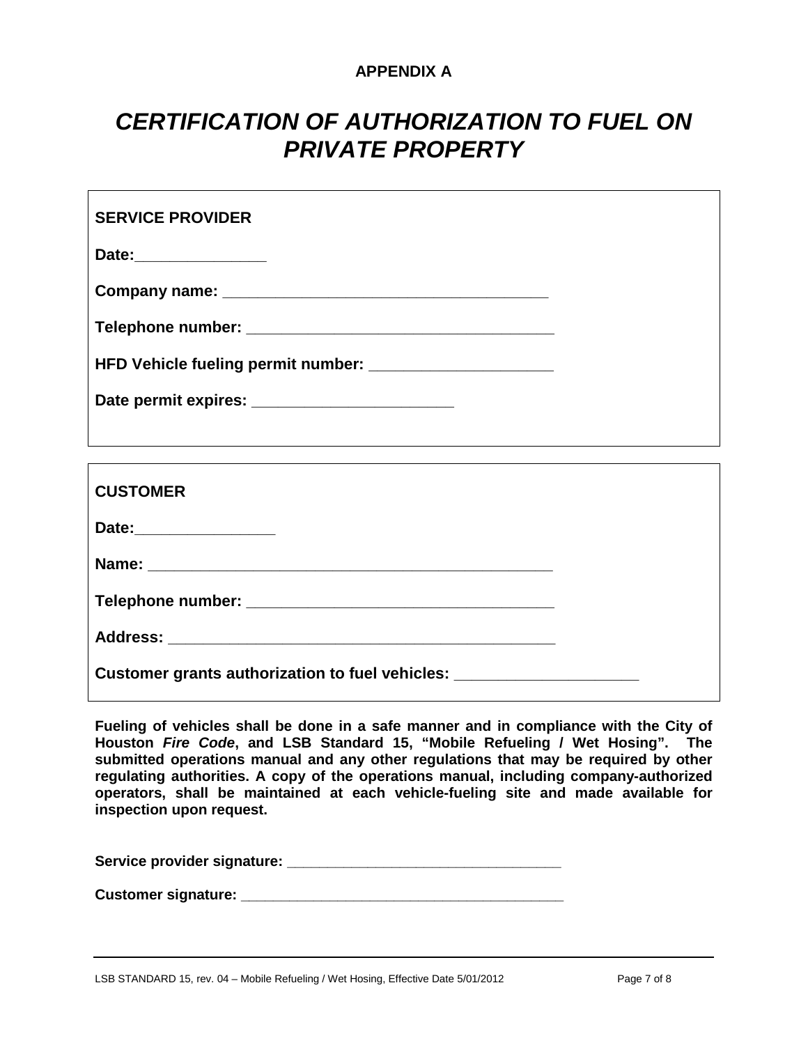**APPENDIX A**

# *CERTIFICATION OF AUTHORIZATION TO FUEL ON PRIVATE PROPERTY*

**SERVICE PROVIDER**

**Date:_______________**

**Company name: ____________________________________**

**Telephone number: ___________________________________**

**HFD Vehicle fueling permit number: ____________________**

**Date permit expires: _______________________**

**CUSTOMER**

**Date:________________**

**Name: _____________________________________________**

**Telephone number: ___________________________________**

**Address: ___________________________________________**

**Customer grants authorization to fuel vehicles: ____________________**

**Fueling of vehicles shall be done in a safe manner and in compliance with the City of Houston *Fire Code*, and LSB Standard 15, "Mobile Refueling / Wet Hosing". The submitted operations manual and any other regulations that may be required by other regulating authorities. A copy of the operations manual, including company-authorized operators, shall be maintained at each vehicle-fueling site and made available for inspection upon request.**

**Service provider signature: __________________________________**

**Customer signature: ________________________________________**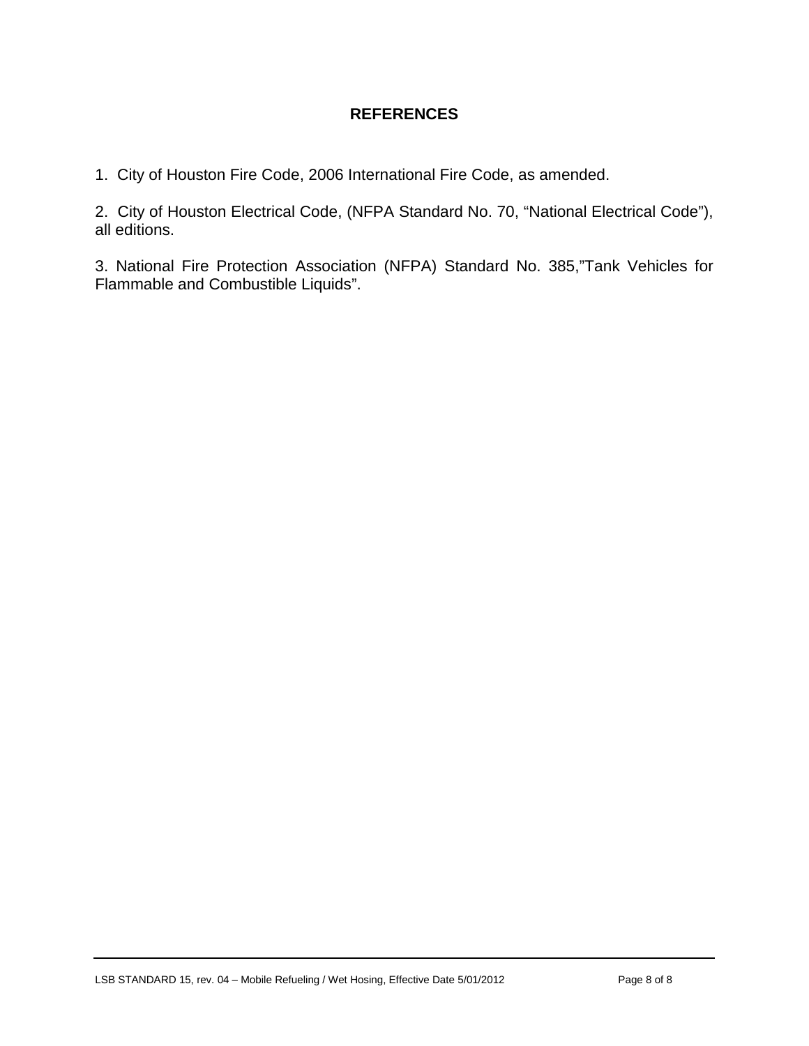## REFERENCES

1. City of Houston Fire Code, 2006 International Fire Code, as amended.

2. City of Houston Electrical Code, (NFPA Standard No. 70, “National Electrical Code”), all editions.

3. National Fire Protection Association (NFPA) Standard No. 385,”Tank Vehicles for Flammable and Combustible Liquids”.